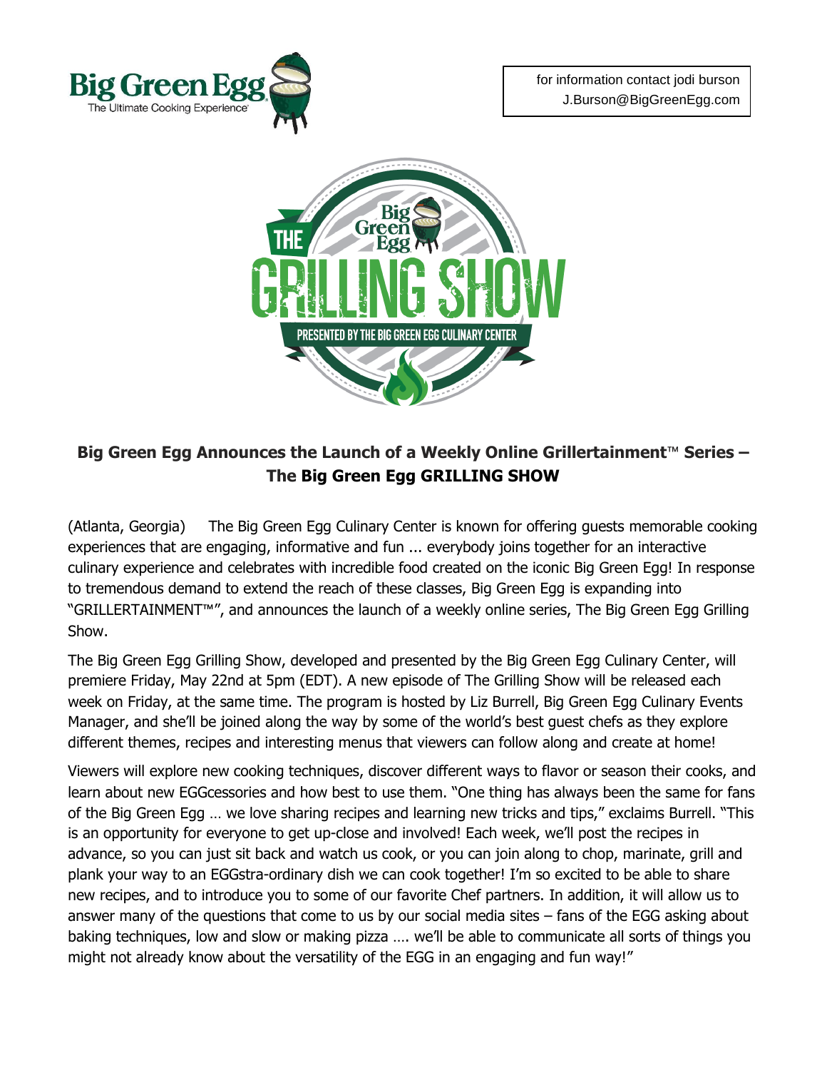for information contact jodi burson
J.Burson@BigGreenEgg.com

## Big Green Egg Announces the Launch of a Weekly Online Grillertainment™ Series – The Big Green Egg GRILLING SHOW

(Atlanta, Georgia) The Big Green Egg Culinary Center is known for offering guests memorable cooking experiences that are engaging, informative and fun ... everybody joins together for an interactive culinary experience and celebrates with incredible food created on the iconic Big Green Egg! In response to tremendous demand to extend the reach of these classes, Big Green Egg is expanding into "GRILLERTAINMENT™", and announces the launch of a weekly online series, The Big Green Egg Grilling Show.

The Big Green Egg Grilling Show, developed and presented by the Big Green Egg Culinary Center, will premiere Friday, May 22nd at 5pm (EDT). A new episode of The Grilling Show will be released each week on Friday, at the same time. The program is hosted by Liz Burrell, Big Green Egg Culinary Events Manager, and she'll be joined along the way by some of the world's best guest chefs as they explore different themes, recipes and interesting menus that viewers can follow along and create at home!

Viewers will explore new cooking techniques, discover different ways to flavor or season their cooks, and learn about new EGGcessories and how best to use them. "One thing has always been the same for fans of the Big Green Egg … we love sharing recipes and learning new tricks and tips," exclaims Burrell. "This is an opportunity for everyone to get up-close and involved! Each week, we'll post the recipes in advance, so you can just sit back and watch us cook, or you can join along to chop, marinate, grill and plank your way to an EGGstra-ordinary dish we can cook together! I'm so excited to be able to share new recipes, and to introduce you to some of our favorite Chef partners. In addition, it will allow us to answer many of the questions that come to us by our social media sites – fans of the EGG asking about baking techniques, low and slow or making pizza …. we'll be able to communicate all sorts of things you might not already know about the versatility of the EGG in an engaging and fun way!"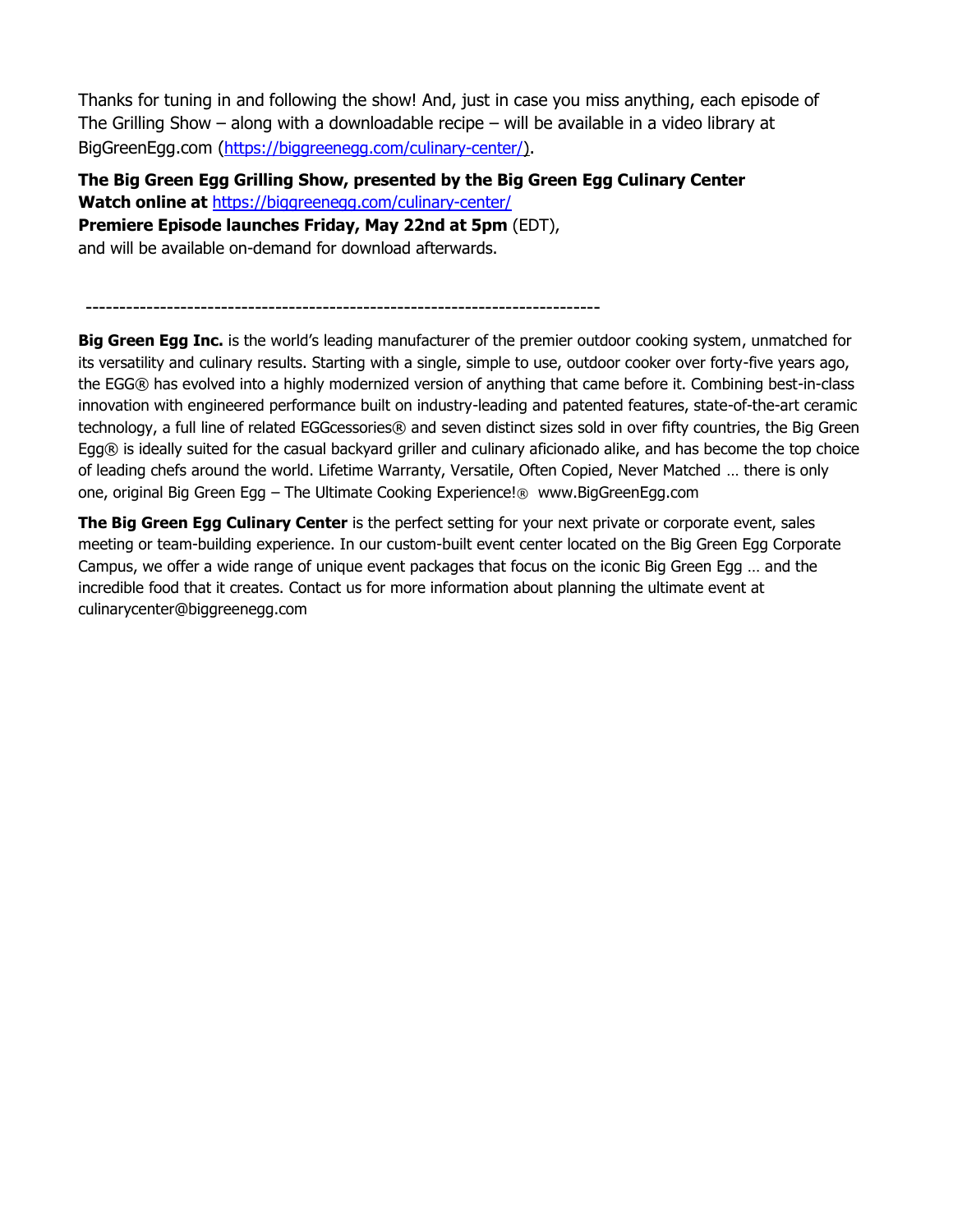Thanks for tuning in and following the show! And, just in case you miss anything, each episode of The Grilling Show – along with a downloadable recipe – will be available in a video library at BigGreenEgg.com (https://biggreenegg.com/culinary-center/).

**The Big Green Egg Grilling Show, presented by the Big Green Egg Culinary Center**
**Watch online at** https://biggreenegg.com/culinary-center/
**Premiere Episode launches Friday, May 22nd at 5pm** (EDT),
and will be available on-demand for download afterwards.

---------------------------------------------------------------------------

**Big Green Egg Inc.** is the world's leading manufacturer of the premier outdoor cooking system, unmatched for its versatility and culinary results. Starting with a single, simple to use, outdoor cooker over forty-five years ago, the EGG® has evolved into a highly modernized version of anything that came before it. Combining best-in-class innovation with engineered performance built on industry-leading and patented features, state-of-the-art ceramic technology, a full line of related EGGcessories® and seven distinct sizes sold in over fifty countries, the Big Green Egg® is ideally suited for the casual backyard griller and culinary aficionado alike, and has become the top choice of leading chefs around the world. Lifetime Warranty, Versatile, Often Copied, Never Matched … there is only one, original Big Green Egg – The Ultimate Cooking Experience!® www.BigGreenEgg.com

**The Big Green Egg Culinary Center** is the perfect setting for your next private or corporate event, sales meeting or team-building experience. In our custom-built event center located on the Big Green Egg Corporate Campus, we offer a wide range of unique event packages that focus on the iconic Big Green Egg … and the incredible food that it creates. Contact us for more information about planning the ultimate event at culinarycenter@biggreenegg.com